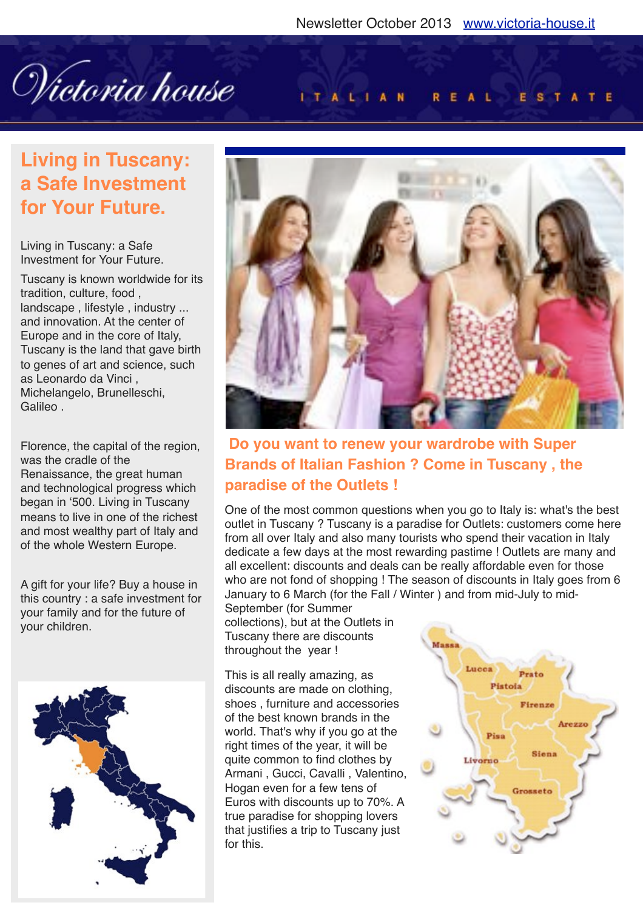Newsletter October 2013 www.victoria-house.it

Victoria house

ITALIAN REAL ESTATE

## Living in Tuscany: a Safe Investment for Your Future.

Living in Tuscany: a Safe Investment for Your Future.

Tuscany is known worldwide for its tradition, culture, food , landscape , lifestyle , industry ... and innovation. At the center of Europe and in the core of Italy, Tuscany is the land that gave birth to genes of art and science, such as Leonardo da Vinci , Michelangelo, Brunelleschi, Galileo .

Florence, the capital of the region, was the cradle of the Renaissance, the great human and technological progress which began in '500. Living in Tuscany means to live in one of the richest and most wealthy part of Italy and of the whole Western Europe.

A gift for your life? Buy a house in this country : a safe investment for your family and for the future of your children.

## Do you want to renew your wardrobe with Super Brands of Italian Fashion ? Come in Tuscany , the paradise of the Outlets !

One of the most common questions when you go to Italy is: what's the best outlet in Tuscany ? Tuscany is a paradise for Outlets: customers come here from all over Italy and also many tourists who spend their vacation in Italy dedicate a few days at the most rewarding pastime ! Outlets are many and all excellent: discounts and deals can be really affordable even for those who are not fond of shopping ! The season of discounts in Italy goes from 6 January to 6 March (for the Fall / Winter ) and from mid-July to mid-September (for Summer collections), but at the Outlets in Tuscany there are discounts throughout the year !

This is all really amazing, as discounts are made on clothing, shoes , furniture and accessories of the best known brands in the world. That's why if you go at the right times of the year, it will be quite common to find clothes by Armani , Gucci, Cavalli , Valentino, Hogan even for a few tens of Euros with discounts up to 70%. A true paradise for shopping lovers that justifies a trip to Tuscany just for this.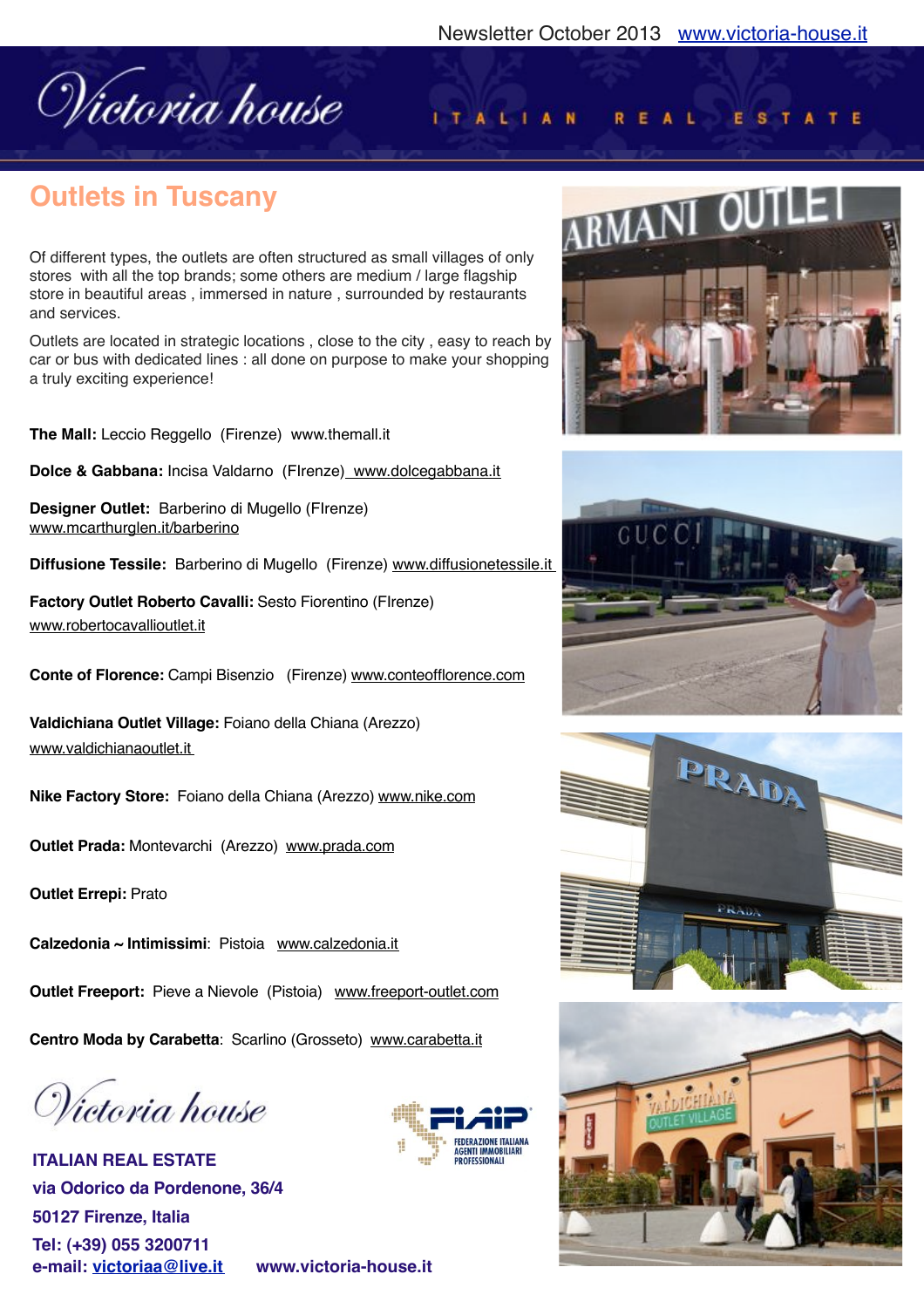Newsletter October 2013 www.victoria-house.it

Victoria house

ITALIAN REAL ESTATE

## Outlets in Tuscany

Of different types, the outlets are often structured as small villages of only stores with all the top brands; some others are medium / large flagship store in beautiful areas , immersed in nature , surrounded by restaurants and services.

Outlets are located in strategic locations , close to the city , easy to reach by car or bus with dedicated lines : all done on purpose to make your shopping a truly exciting experience!

**The Mall:** Leccio Reggello (Firenze) www.themall.it

**Dolce & Gabbana:** Incisa Valdarno (FIrenze) www.dolcegabbana.it

**Designer Outlet:** Barberino di Mugello (FIrenze) www.mcarthurglen.it/barberino

**Diffusione Tessile:** Barberino di Mugello (Firenze) www.diffusionetessile.it

**Factory Outlet Roberto Cavalli:** Sesto Fiorentino (FIrenze) www.robertocavallioutlet.it

**Conte of Florence:** Campi Bisenzio (Firenze) www.conteofflorence.com

**Valdichiana Outlet Village:** Foiano della Chiana (Arezzo) www.valdichianaoutlet.it

**Nike Factory Store:** Foiano della Chiana (Arezzo) www.nike.com

**Outlet Prada:** Montevarchi (Arezzo) www.prada.com

**Outlet Errepi:** Prato

**Calzedonia ~ Intimissimi**: Pistoia www.calzedonia.it

**Outlet Freeport:** Pieve a Nievole (Pistoia) www.freeport-outlet.com

**Centro Moda by Carabetta**: Scarlino (Grosseto) www.carabetta.it

Victoria house

**ITALIAN REAL ESTATE**
**via Odorico da Pordenone, 36/4**
**50127 Firenze, Italia**
**Tel: (+39) 055 3200711**
**e-mail: victoriaa@live.it** **www.victoria-house.it**

FIAIP – FEDERAZIONE ITALIANA AGENTI IMMOBILIARI PROFESSIONALI